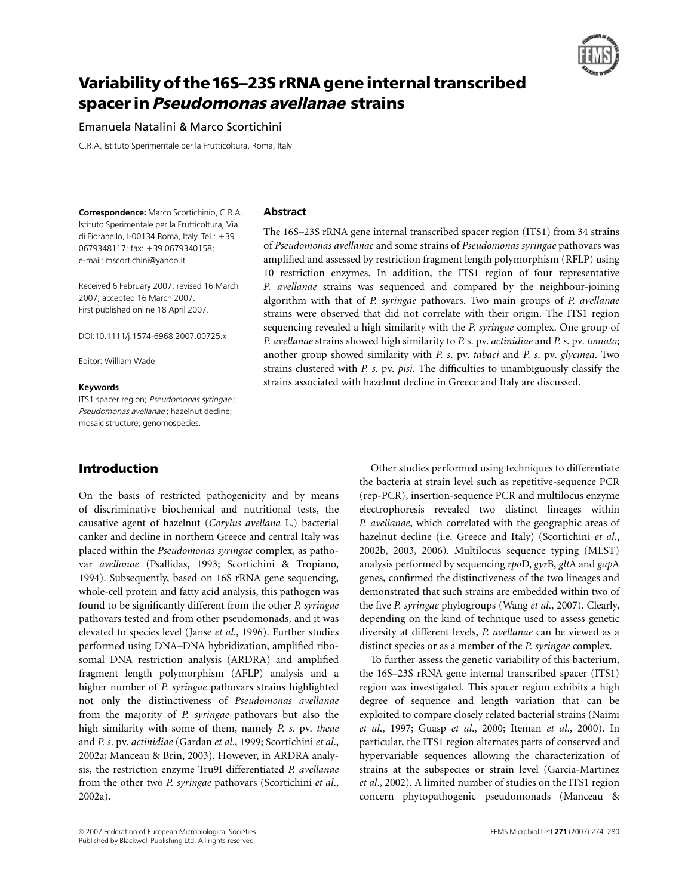# Variability of the 16S–23S rRNA gene internal transcribed spacer in *Pseudomonas avellanae* strains

Emanuela Natalini & Marco Scortichini

C.R.A. Istituto Sperimentale per la Frutticoltura, Roma, Italy

**Correspondence:** Marco Scortichinio, C.R.A. Istituto Sperimentale per la Frutticoltura, Via di Fioranello, I-00134 Roma, Italy. Tel.: +39 0679348117; fax: +39 0679340158; e-mail: mscortichini@yahoo.it

Received 6 February 2007; revised 16 March 2007; accepted 16 March 2007.
First published online 18 April 2007.

DOI:10.1111/j.1574-6968.2007.00725.x

Editor: William Wade

**Keywords**

ITS1 spacer region; *Pseudomonas syringae*; *Pseudomonas avellanae*; hazelnut decline; mosaic structure; genomospecies.

## Abstract

The 16S–23S rRNA gene internal transcribed spacer region (ITS1) from 34 strains of *Pseudomonas avellanae* and some strains of *Pseudomonas syringae* pathovars was amplified and assessed by restriction fragment length polymorphism (RFLP) using 10 restriction enzymes. In addition, the ITS1 region of four representative *P. avellanae* strains was sequenced and compared by the neighbour-joining algorithm with that of *P. syringae* pathovars. Two main groups of *P. avellanae* strains were observed that did not correlate with their origin. The ITS1 region sequencing revealed a high similarity with the *P. syringae* complex. One group of *P. avellanae* strains showed high similarity to *P. s.* pv. *actinidiae* and *P. s.* pv. *tomato*; another group showed similarity with *P. s.* pv. *tabaci* and *P. s.* pv. *glycinea*. Two strains clustered with *P. s.* pv. *pisi*. The difficulties to unambiguously classify the strains associated with hazelnut decline in Greece and Italy are discussed.

## Introduction

On the basis of restricted pathogenicity and by means of discriminative biochemical and nutritional tests, the causative agent of hazelnut (*Corylus avellana* L.) bacterial canker and decline in northern Greece and central Italy was placed within the *Pseudomonas syringae* complex, as pathovar *avellanae* (Psallidas, 1993; Scortichini & Tropiano, 1994). Subsequently, based on 16S rRNA gene sequencing, whole-cell protein and fatty acid analysis, this pathogen was found to be significantly different from the other *P. syringae* pathovars tested and from other pseudomonads, and it was elevated to species level (Janse *et al.*, 1996). Further studies performed using DNA–DNA hybridization, amplified ribosomal DNA restriction analysis (ARDRA) and amplified fragment length polymorphism (AFLP) analysis and a higher number of *P. syringae* pathovars strains highlighted not only the distinctiveness of *Pseudomonas avellanae* from the majority of *P. syringae* pathovars but also the high similarity with some of them, namely *P. s.* pv. *theae* and *P. s.* pv. *actinidiae* (Gardan *et al.*, 1999; Scortichini *et al.*, 2002a; Manceau & Brin, 2003). However, in ARDRA analysis, the restriction enzyme Tru9I differentiated *P. avellanae* from the other two *P. syringae* pathovars (Scortichini *et al.*, 2002a).

Other studies performed using techniques to differentiate the bacteria at strain level such as repetitive-sequence PCR (rep-PCR), insertion-sequence PCR and multilocus enzyme electrophoresis revealed two distinct lineages within *P. avellanae*, which correlated with the geographic areas of hazelnut decline (i.e. Greece and Italy) (Scortichini *et al.*, 2002b, 2003, 2006). Multilocus sequence typing (MLST) analysis performed by sequencing *rpo*D, *gyr*B, *glt*A and *gap*A genes, confirmed the distinctiveness of the two lineages and demonstrated that such strains are embedded within two of the five *P. syringae* phylogroups (Wang *et al.*, 2007). Clearly, depending on the kind of technique used to assess genetic diversity at different levels, *P. avellanae* can be viewed as a distinct species or as a member of the *P. syringae* complex.

To further assess the genetic variability of this bacterium, the 16S–23S rRNA gene internal transcribed spacer (ITS1) region was investigated. This spacer region exhibits a high degree of sequence and length variation that can be exploited to compare closely related bacterial strains (Naimi *et al.*, 1997; Guasp *et al.*, 2000; Iteman *et al.*, 2000). In particular, the ITS1 region alternates parts of conserved and hypervariable sequences allowing the characterization of strains at the subspecies or strain level (Garcia-Martinez *et al.*, 2002). A limited number of studies on the ITS1 region concern phytopathogenic pseudomonads (Manceau &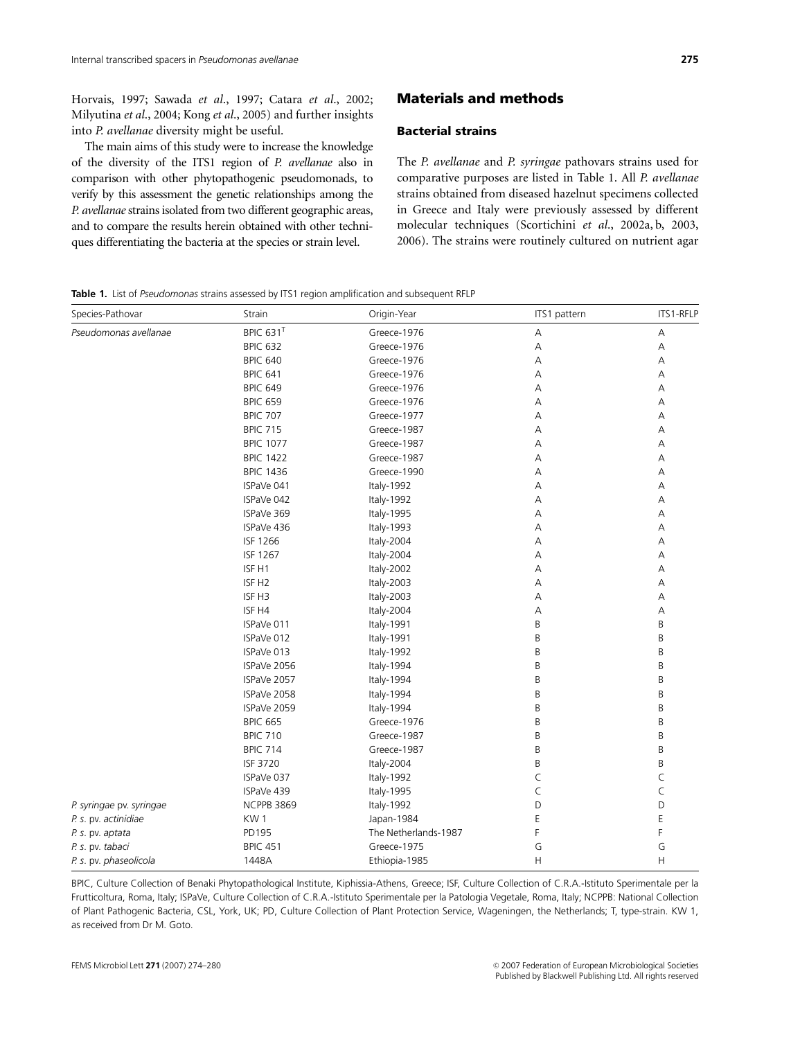Horvais, 1997; Sawada *et al*., 1997; Catara *et al*., 2002; Milyutina *et al*., 2004; Kong *et al*., 2005) and further insights into *P. avellanae* diversity might be useful.

The main aims of this study were to increase the knowledge of the diversity of the ITS1 region of *P. avellanae* also in comparison with other phytopathogenic pseudomonads, to verify by this assessment the genetic relationships among the *P. avellanae* strains isolated from two different geographic areas, and to compare the results herein obtained with other techniques differentiating the bacteria at the species or strain level.

## Materials and methods

### Bacterial strains

The *P. avellanae* and *P. syringae* pathovars strains used for comparative purposes are listed in Table 1. All *P. avellanae* strains obtained from diseased hazelnut specimens collected in Greece and Italy were previously assessed by different molecular techniques (Scortichini *et al*., 2002a, b, 2003, 2006). The strains were routinely cultured on nutrient agar

**Table 1.** List of *Pseudomonas* strains assessed by ITS1 region amplification and subsequent RFLP

| Species-Pathovar | Strain | Origin-Year | ITS1 pattern | ITS1-RFLP |
|---|---|---|---|---|
| *Pseudomonas avellanae* | BPIC 631$^{T}$ | Greece-1976 | A | A |
| | BPIC 632 | Greece-1976 | A | A |
| | BPIC 640 | Greece-1976 | A | A |
| | BPIC 641 | Greece-1976 | A | A |
| | BPIC 649 | Greece-1976 | A | A |
| | BPIC 659 | Greece-1976 | A | A |
| | BPIC 707 | Greece-1977 | A | A |
| | BPIC 715 | Greece-1987 | A | A |
| | BPIC 1077 | Greece-1987 | A | A |
| | BPIC 1422 | Greece-1987 | A | A |
| | BPIC 1436 | Greece-1990 | A | A |
| | ISPaVe 041 | Italy-1992 | A | A |
| | ISPaVe 042 | Italy-1992 | A | A |
| | ISPaVe 369 | Italy-1995 | A | A |
| | ISPaVe 436 | Italy-1993 | A | A |
| | ISF 1266 | Italy-2004 | A | A |
| | ISF 1267 | Italy-2004 | A | A |
| | ISF H1 | Italy-2002 | A | A |
| | ISF H2 | Italy-2003 | A | A |
| | ISF H3 | Italy-2003 | A | A |
| | ISF H4 | Italy-2004 | A | A |
| | ISPaVe 011 | Italy-1991 | B | B |
| | ISPaVe 012 | Italy-1991 | B | B |
| | ISPaVe 013 | Italy-1992 | B | B |
| | ISPaVe 2056 | Italy-1994 | B | B |
| | ISPaVe 2057 | Italy-1994 | B | B |
| | ISPaVe 2058 | Italy-1994 | B | B |
| | ISPaVe 2059 | Italy-1994 | B | B |
| | BPIC 665 | Greece-1976 | B | B |
| | BPIC 710 | Greece-1987 | B | B |
| | BPIC 714 | Greece-1987 | B | B |
| | ISF 3720 | Italy-2004 | B | B |
| | ISPaVe 037 | Italy-1992 | C | C |
| | ISPaVe 439 | Italy-1995 | C | C |
| *P. syringae* pv. *syringae* | NCPPB 3869 | Italy-1992 | D | D |
| *P. s.* pv. *actinidiae* | KW 1 | Japan-1984 | E | E |
| *P. s.* pv. *aptata* | PD195 | The Netherlands-1987 | F | F |
| *P. s.* pv. *tabaci* | BPIC 451 | Greece-1975 | G | G |
| *P. s.* pv. *phaseolicola* | 1448A | Ethiopia-1985 | H | H |

BPIC, Culture Collection of Benaki Phytopathological Institute, Kiphissia-Athens, Greece; ISF, Culture Collection of C.R.A.-Istituto Sperimentale per la Frutticoltura, Roma, Italy; ISPaVe, Culture Collection of C.R.A.-Istituto Sperimentale per la Patologia Vegetale, Roma, Italy; NCPPB: National Collection of Plant Pathogenic Bacteria, CSL, York, UK; PD, Culture Collection of Plant Protection Service, Wageningen, the Netherlands; T, type-strain. KW 1, as received from Dr M. Goto.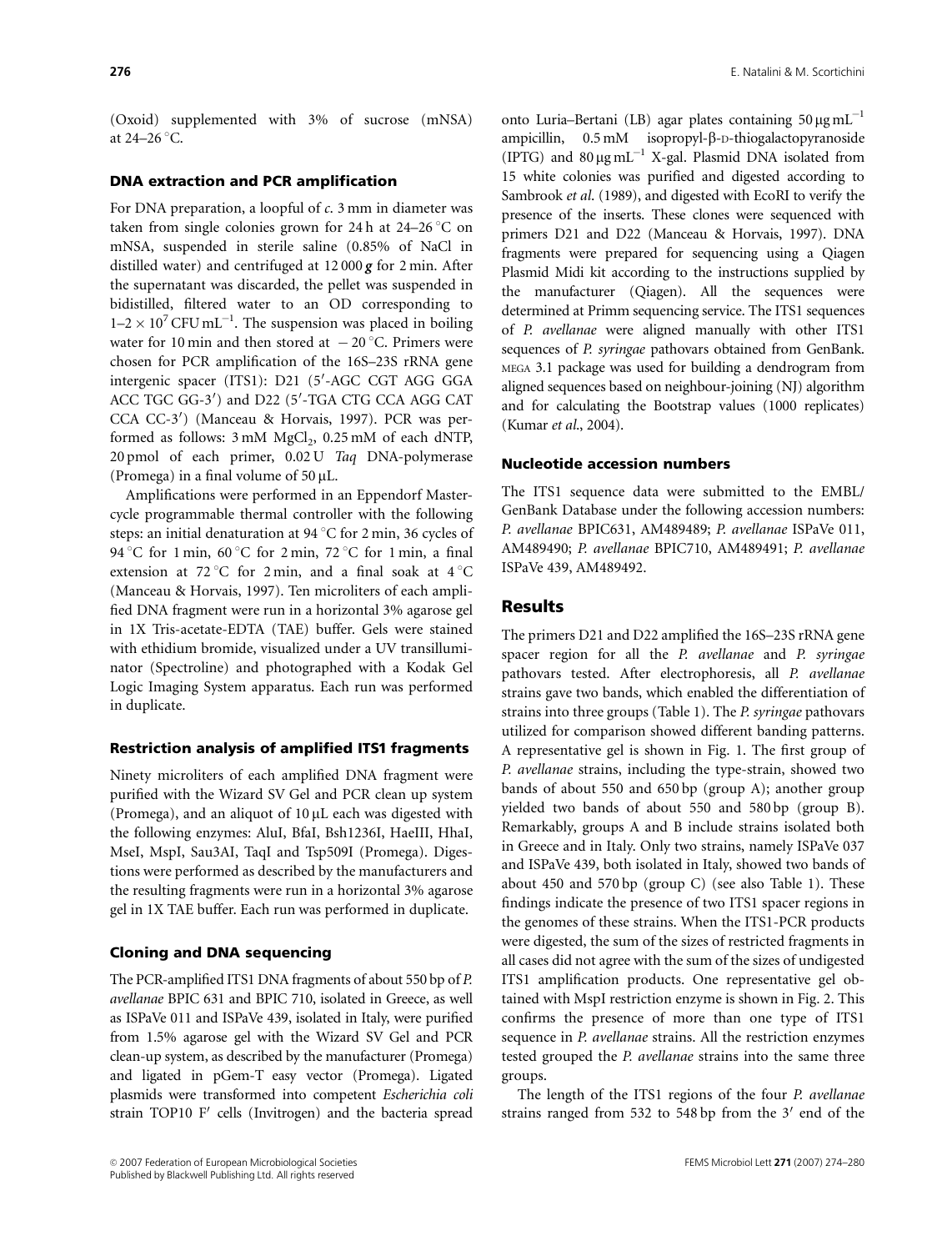(Oxoid) supplemented with 3% of sucrose (mNSA) at 24–26 °C.

### DNA extraction and PCR amplification

For DNA preparation, a loopful of *c.* 3 mm in diameter was taken from single colonies grown for 24 h at 24–26 °C on mNSA, suspended in sterile saline (0.85% of NaCl in distilled water) and centrifuged at 12 000 ***g*** for 2 min. After the supernatant was discarded, the pellet was suspended in bidistilled, filtered water to an OD corresponding to $1–2 \times 10^7$ CFU mL$^{-1}$. The suspension was placed in boiling water for 10 min and then stored at − 20 °C. Primers were chosen for PCR amplification of the 16S–23S rRNA gene intergenic spacer (ITS1): D21 (5′-AGC CGT AGG GGA ACC TGC GG-3′) and D22 (5′-TGA CTG CCA AGG CAT CCA CC-3′) (Manceau & Horvais, 1997). PCR was performed as follows: 3 mM $MgCl_2$, 0.25 mM of each dNTP, 20 pmol of each primer, 0.02 U *Taq* DNA-polymerase (Promega) in a final volume of 50 μL.

Amplifications were performed in an Eppendorf Mastercycle programmable thermal controller with the following steps: an initial denaturation at 94 °C for 2 min, 36 cycles of 94 °C for 1 min, 60 °C for 2 min, 72 °C for 1 min, a final extension at 72 °C for 2 min, and a final soak at 4 °C (Manceau & Horvais, 1997). Ten microliters of each amplified DNA fragment were run in a horizontal 3% agarose gel in 1X Tris-acetate-EDTA (TAE) buffer. Gels were stained with ethidium bromide, visualized under a UV transilluminator (Spectroline) and photographed with a Kodak Gel Logic Imaging System apparatus. Each run was performed in duplicate.

### Restriction analysis of amplified ITS1 fragments

Ninety microliters of each amplified DNA fragment were purified with the Wizard SV Gel and PCR clean up system (Promega), and an aliquot of 10 μL each was digested with the following enzymes: AluI, BfaI, Bsh1236I, HaeIII, HhaI, MseI, MspI, Sau3AI, TaqI and Tsp509I (Promega). Digestions were performed as described by the manufacturers and the resulting fragments were run in a horizontal 3% agarose gel in 1X TAE buffer. Each run was performed in duplicate.

### Cloning and DNA sequencing

The PCR-amplified ITS1 DNA fragments of about 550 bp of *P. avellanae* BPIC 631 and BPIC 710, isolated in Greece, as well as ISPaVe 011 and ISPaVe 439, isolated in Italy, were purified from 1.5% agarose gel with the Wizard SV Gel and PCR clean-up system, as described by the manufacturer (Promega) and ligated in pGem-T easy vector (Promega). Ligated plasmids were transformed into competent *Escherichia coli* strain TOP10 F′ cells (Invitrogen) and the bacteria spread onto Luria–Bertani (LB) agar plates containing 50 μg mL$^{-1}$ ampicillin, 0.5 mM isopropyl-β-D-thiogalactopyranoside (IPTG) and 80 μg mL$^{-1}$ X-gal. Plasmid DNA isolated from 15 white colonies was purified and digested according to Sambrook *et al.* (1989), and digested with EcoRI to verify the presence of the inserts. These clones were sequenced with primers D21 and D22 (Manceau & Horvais, 1997). DNA fragments were prepared for sequencing using a Qiagen Plasmid Midi kit according to the instructions supplied by the manufacturer (Qiagen). All the sequences were determined at Primm sequencing service. The ITS1 sequences of *P. avellanae* were aligned manually with other ITS1 sequences of *P. syringae* pathovars obtained from GenBank. MEGA 3.1 package was used for building a dendrogram from aligned sequences based on neighbour-joining (NJ) algorithm and for calculating the Bootstrap values (1000 replicates) (Kumar *et al.*, 2004).

### Nucleotide accession numbers

The ITS1 sequence data were submitted to the EMBL/GenBank Database under the following accession numbers: *P. avellanae* BPIC631, AM489489; *P. avellanae* ISPaVe 011, AM489490; *P. avellanae* BPIC710, AM489491; *P. avellanae* ISPaVe 439, AM489492.

## Results

The primers D21 and D22 amplified the 16S–23S rRNA gene spacer region for all the *P. avellanae* and *P. syringae* pathovars tested. After electrophoresis, all *P. avellanae* strains gave two bands, which enabled the differentiation of strains into three groups (Table 1). The *P. syringae* pathovars utilized for comparison showed different banding patterns. A representative gel is shown in Fig. 1. The first group of *P. avellanae* strains, including the type-strain, showed two bands of about 550 and 650 bp (group A); another group yielded two bands of about 550 and 580 bp (group B). Remarkably, groups A and B include strains isolated both in Greece and in Italy. Only two strains, namely ISPaVe 037 and ISPaVe 439, both isolated in Italy, showed two bands of about 450 and 570 bp (group C) (see also Table 1). These findings indicate the presence of two ITS1 spacer regions in the genomes of these strains. When the ITS1-PCR products were digested, the sum of the sizes of restricted fragments in all cases did not agree with the sum of the sizes of undigested ITS1 amplification products. One representative gel obtained with MspI restriction enzyme is shown in Fig. 2. This confirms the presence of more than one type of ITS1 sequence in *P. avellanae* strains. All the restriction enzymes tested grouped the *P. avellanae* strains into the same three groups.

The length of the ITS1 regions of the four *P. avellanae* strains ranged from 532 to 548 bp from the 3′ end of the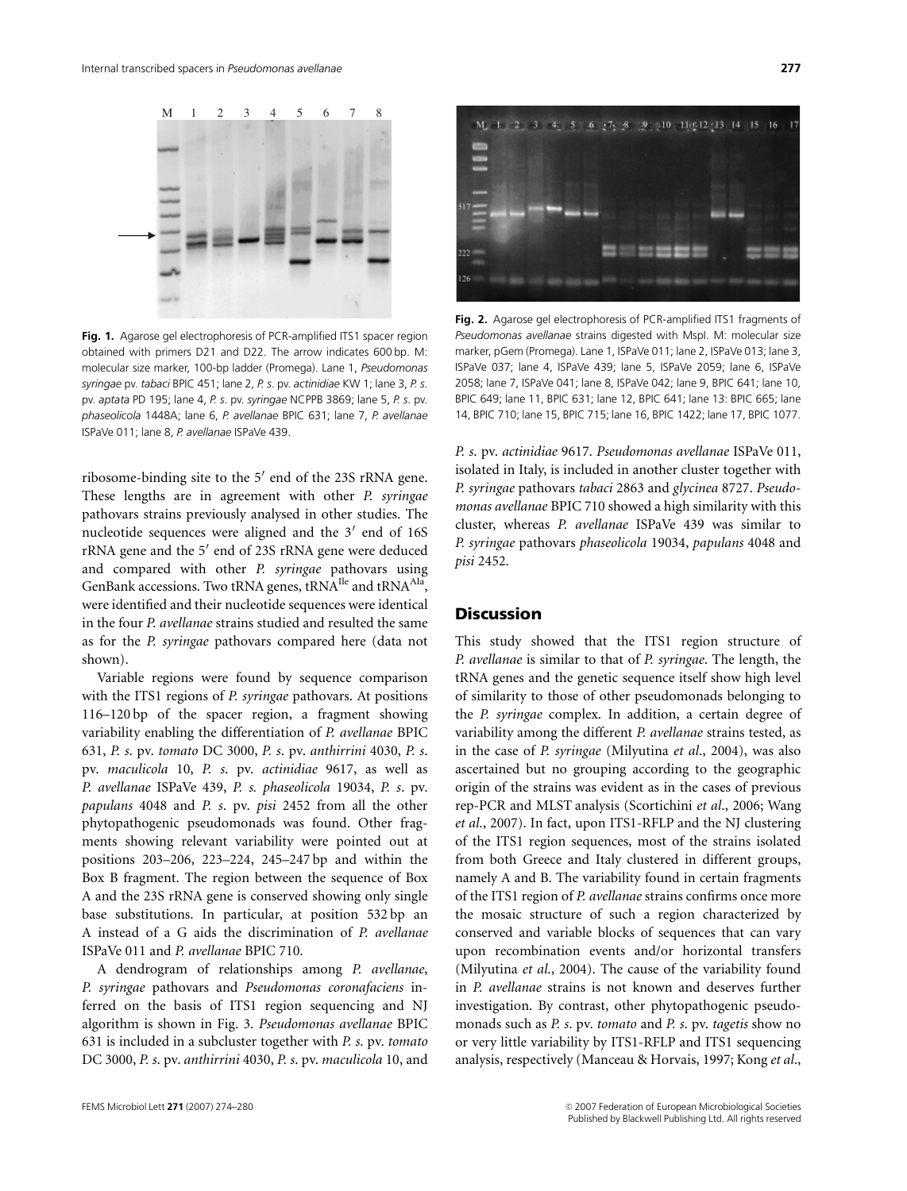Fig. 1. Agarose gel electrophoresis of PCR-amplified ITS1 spacer region obtained with primers D21 and D22. The arrow indicates 600 bp. M: molecular size marker, 100-bp ladder (Promega). Lane 1, *Pseudomonas syringae* pv. *tabaci* BPIC 451; lane 2, *P. s.* pv. *actinidiae* KW 1; lane 3, *P. s.* pv. *aptata* PD 195; lane 4, *P. s.* pv. *syringae* NCPPB 3869; lane 5, *P. s.* pv. *phaseolicola* 1448A; lane 6, *P. avellanae* BPIC 631; lane 7, *P. avellanae* ISPaVe 011; lane 8, *P. avellanae* ISPaVe 439.

Fig. 2. Agarose gel electrophoresis of PCR-amplified ITS1 fragments of *Pseudomonas avellanae* strains digested with MspI. M: molecular size marker, pGem (Promega). Lane 1, ISPaVe 011; lane 2, ISPaVe 013; lane 3, ISPaVe 037; lane 4, ISPaVe 439; lane 5, ISPaVe 2059; lane 6, ISPaVe 2058; lane 7, ISPaVe 041; lane 8, ISPaVe 042; lane 9, BPIC 641; lane 10, BPIC 649; lane 11, BPIC 631; lane 12, BPIC 641; lane 13: BPIC 665; lane 14, BPIC 710; lane 15, BPIC 715; lane 16, BPIC 1422; lane 17, BPIC 1077.

ribosome-binding site to the 5′ end of the 23S rRNA gene. These lengths are in agreement with other *P. syringae* pathovars strains previously analysed in other studies. The nucleotide sequences were aligned and the 3′ end of 16S rRNA gene and the 5′ end of 23S rRNA gene were deduced and compared with other *P. syringae* pathovars using GenBank accessions. Two tRNA genes, $tRNA^{Ile}$ and $tRNA^{Ala}$, were identified and their nucleotide sequences were identical in the four *P. avellanae* strains studied and resulted the same as for the *P. syringae* pathovars compared here (data not shown).

Variable regions were found by sequence comparison with the ITS1 regions of *P. syringae* pathovars. At positions 116–120 bp of the spacer region, a fragment showing variability enabling the differentiation of *P. avellanae* BPIC 631, *P. s.* pv. *tomato* DC 3000, *P. s.* pv. *anthirrini* 4030, *P. s.* pv. *maculicola* 10, *P. s.* pv. *actinidiae* 9617, as well as *P. avellanae* ISPaVe 439, *P. s. phaseolicola* 19034, *P. s.* pv. *papulans* 4048 and *P. s.* pv. *pisi* 2452 from all the other phytopathogenic pseudomonads was found. Other fragments showing relevant variability were pointed out at positions 203–206, 223–224, 245–247 bp and within the Box B fragment. The region between the sequence of Box A and the 23S rRNA gene is conserved showing only single base substitutions. In particular, at position 532 bp an A instead of a G aids the discrimination of *P. avellanae* ISPaVe 011 and *P. avellanae* BPIC 710.

A dendrogram of relationships among *P. avellanae*, *P. syringae* pathovars and *Pseudomonas coronafaciens* inferred on the basis of ITS1 region sequencing and NJ algorithm is shown in Fig. 3. *Pseudomonas avellanae* BPIC 631 is included in a subcluster together with *P. s.* pv. *tomato* DC 3000, *P. s.* pv. *anthirrini* 4030, *P. s.* pv. *maculicola* 10, and *P. s.* pv. *actinidiae* 9617. *Pseudomonas avellanae* ISPaVe 011, isolated in Italy, is included in another cluster together with *P. syringae* pathovars *tabaci* 2863 and *glycinea* 8727. *Pseudomonas avellanae* BPIC 710 showed a high similarity with this cluster, whereas *P. avellanae* ISPaVe 439 was similar to *P. syringae* pathovars *phaseolicola* 19034, *papulans* 4048 and *pisi* 2452.

## Discussion

This study showed that the ITS1 region structure of *P. avellanae* is similar to that of *P. syringae*. The length, the tRNA genes and the genetic sequence itself show high level of similarity to those of other pseudomonads belonging to the *P. syringae* complex. In addition, a certain degree of variability among the different *P. avellanae* strains tested, as in the case of *P. syringae* (Milyutina *et al*., 2004), was also ascertained but no grouping according to the geographic origin of the strains was evident as in the cases of previous rep-PCR and MLST analysis (Scortichini *et al*., 2006; Wang *et al*., 2007). In fact, upon ITS1-RFLP and the NJ clustering of the ITS1 region sequences, most of the strains isolated from both Greece and Italy clustered in different groups, namely A and B. The variability found in certain fragments of the ITS1 region of *P. avellanae* strains confirms once more the mosaic structure of such a region characterized by conserved and variable blocks of sequences that can vary upon recombination events and/or horizontal transfers (Milyutina *et al*., 2004). The cause of the variability found in *P. avellanae* strains is not known and deserves further investigation. By contrast, other phytopathogenic pseudomonads such as *P. s.* pv. *tomato* and *P. s.* pv. *tagetis* show no or very little variability by ITS1-RFLP and ITS1 sequencing analysis, respectively (Manceau & Horvais, 1997; Kong *et al*.,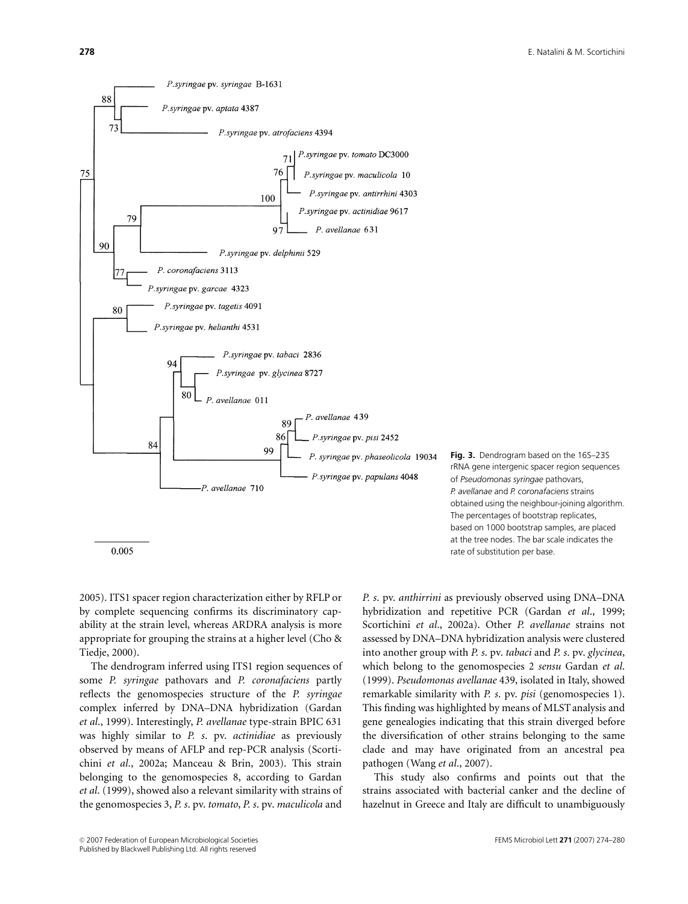Fig. 3. Dendrogram based on the 16S–23S rRNA gene intergenic spacer region sequences of *Pseudomonas syringae* pathovars, *P. avellanae* and *P. coronafaciens* strains obtained using the neighbour-joining algorithm. The percentages of bootstrap replicates, based on 1000 bootstrap samples, are placed at the tree nodes. The bar scale indicates the rate of substitution per base.

2005). ITS1 spacer region characterization either by RFLP or by complete sequencing confirms its discriminatory capability at the strain level, whereas ARDRA analysis is more appropriate for grouping the strains at a higher level (Cho & Tiedje, 2000).

The dendrogram inferred using ITS1 region sequences of some *P. syringae* pathovars and *P. coronafaciens* partly reflects the genomospecies structure of the *P. syringae* complex inferred by DNA–DNA hybridization (Gardan *et al*., 1999). Interestingly, *P. avellanae* type-strain BPIC 631 was highly similar to *P. s.* pv. *actinidiae* as previously observed by means of AFLP and rep-PCR analysis (Scortichini *et al*., 2002a; Manceau & Brin, 2003). This strain belonging to the genomospecies 8, according to Gardan *et al*. (1999), showed also a relevant similarity with strains of the genomospecies 3, *P. s.* pv. *tomato*, *P. s.* pv. *maculicola* and *P. s.* pv. *anthirrini* as previously observed using DNA–DNA hybridization and repetitive PCR (Gardan *et al*., 1999; Scortichini *et al*., 2002a). Other *P. avellanae* strains not assessed by DNA–DNA hybridization analysis were clustered into another group with *P. s.* pv. *tabaci* and *P. s.* pv. *glycinea*, which belong to the genomospecies 2 *sensu* Gardan *et al*. (1999). *Pseudomonas avellanae* 439, isolated in Italy, showed remarkable similarity with *P. s.* pv. *pisi* (genomospecies 1). This finding was highlighted by means of MLST analysis and gene genealogies indicating that this strain diverged before the diversification of other strains belonging to the same clade and may have originated from an ancestral pea pathogen (Wang *et al*., 2007).

This study also confirms and points out that the strains associated with bacterial canker and the decline of hazelnut in Greece and Italy are difficult to unambiguously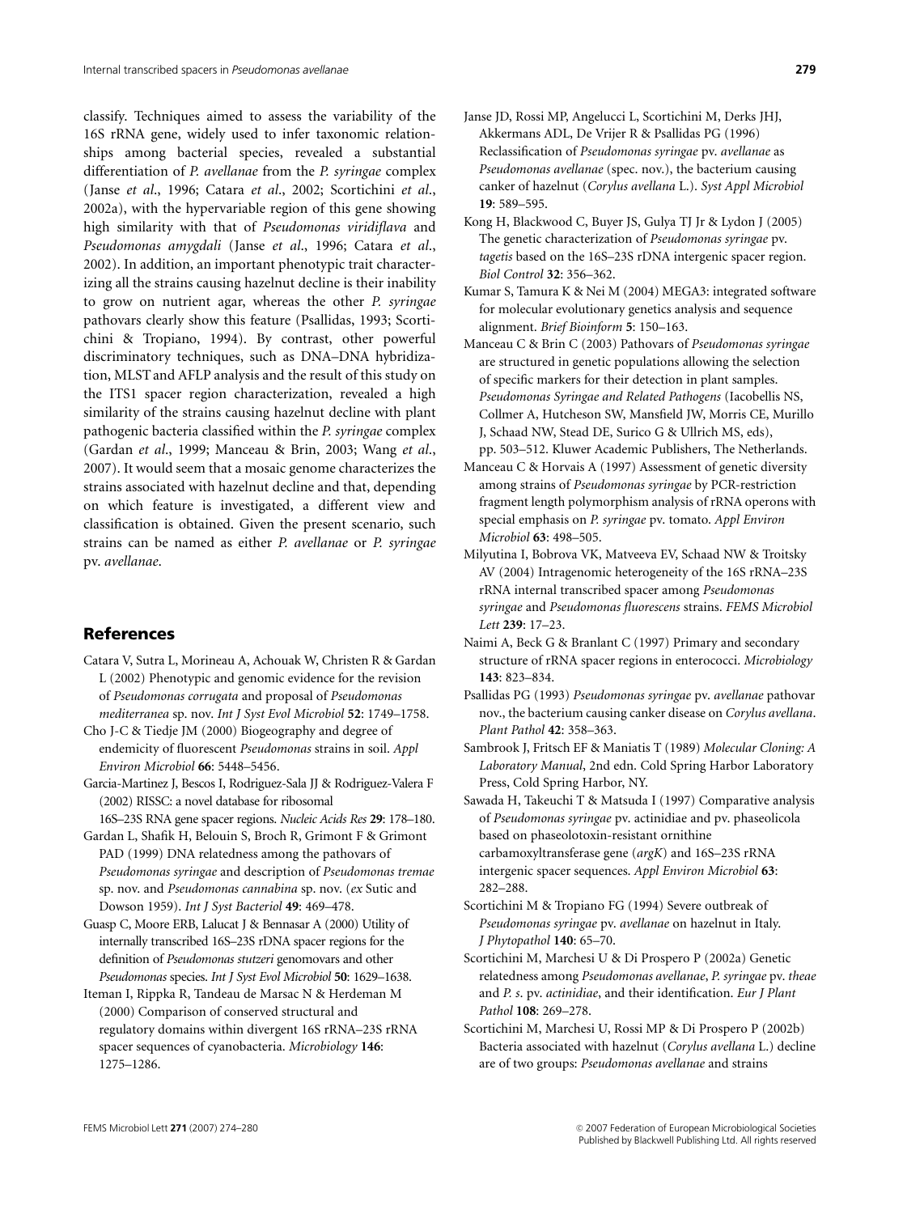classify. Techniques aimed to assess the variability of the 16S rRNA gene, widely used to infer taxonomic relationships among bacterial species, revealed a substantial differentiation of *P. avellanae* from the *P. syringae* complex (Janse *et al*., 1996; Catara *et al*., 2002; Scortichini *et al*., 2002a), with the hypervariable region of this gene showing high similarity with that of *Pseudomonas viridiflava* and *Pseudomonas amygdali* (Janse *et al*., 1996; Catara *et al*., 2002). In addition, an important phenotypic trait characterizing all the strains causing hazelnut decline is their inability to grow on nutrient agar, whereas the other *P. syringae* pathovars clearly show this feature (Psallidas, 1993; Scortichini & Tropiano, 1994). By contrast, other powerful discriminatory techniques, such as DNA–DNA hybridization, MLST and AFLP analysis and the result of this study on the ITS1 spacer region characterization, revealed a high similarity of the strains causing hazelnut decline with plant pathogenic bacteria classified within the *P. syringae* complex (Gardan *et al*., 1999; Manceau & Brin, 2003; Wang *et al*., 2007). It would seem that a mosaic genome characterizes the strains associated with hazelnut decline and that, depending on which feature is investigated, a different view and classification is obtained. Given the present scenario, such strains can be named as either *P. avellanae* or *P. syringae* pv. *avellanae*.

## References

Catara V, Sutra L, Morineau A, Achouak W, Christen R & Gardan L (2002) Phenotypic and genomic evidence for the revision of *Pseudomonas corrugata* and proposal of *Pseudomonas mediterranea* sp. nov. *Int J Syst Evol Microbiol* **52**: 1749–1758.

Cho J-C & Tiedje JM (2000) Biogeography and degree of endemicity of fluorescent *Pseudomonas* strains in soil. *Appl Environ Microbiol* **66**: 5448–5456.

Garcia-Martinez J, Bescos I, Rodriguez-Sala JJ & Rodriguez-Valera F (2002) RISSC: a novel database for ribosomal 16S–23S RNA gene spacer regions. *Nucleic Acids Res* **29**: 178–180.

Gardan L, Shafik H, Belouin S, Broch R, Grimont F & Grimont PAD (1999) DNA relatedness among the pathovars of *Pseudomonas syringae* and description of *Pseudomonas tremae* sp. nov. and *Pseudomonas cannabina* sp. nov. (*ex* Sutic and Dowson 1959). *Int J Syst Bacteriol* **49**: 469–478.

Guasp C, Moore ERB, Lalucat J & Bennasar A (2000) Utility of internally transcribed 16S–23S rDNA spacer regions for the definition of *Pseudomonas stutzeri* genomovars and other *Pseudomonas* species. *Int J Syst Evol Microbiol* **50**: 1629–1638.

Iteman I, Rippka R, Tandeau de Marsac N & Herdeman M (2000) Comparison of conserved structural and regulatory domains within divergent 16S rRNA–23S rRNA spacer sequences of cyanobacteria. *Microbiology* **146**: 1275–1286.

Janse JD, Rossi MP, Angelucci L, Scortichini M, Derks JHJ, Akkermans ADL, De Vrijer R & Psallidas PG (1996) Reclassification of *Pseudomonas syringae* pv. *avellanae* as *Pseudomonas avellanae* (spec. nov.), the bacterium causing canker of hazelnut (*Corylus avellana* L.). *Syst Appl Microbiol* **19**: 589–595.

Kong H, Blackwood C, Buyer JS, Gulya TJ Jr & Lydon J (2005) The genetic characterization of *Pseudomonas syringae* pv. *tagetis* based on the 16S–23S rDNA intergenic spacer region. *Biol Control* **32**: 356–362.

Kumar S, Tamura K & Nei M (2004) MEGA3: integrated software for molecular evolutionary genetics analysis and sequence alignment. *Brief Bioinform* **5**: 150–163.

Manceau C & Brin C (2003) Pathovars of *Pseudomonas syringae* are structured in genetic populations allowing the selection of specific markers for their detection in plant samples. *Pseudomonas Syringae and Related Pathogens* (Iacobellis NS, Collmer A, Hutcheson SW, Mansfield JW, Morris CE, Murillo J, Schaad NW, Stead DE, Surico G & Ullrich MS, eds), pp. 503–512. Kluwer Academic Publishers, The Netherlands.

Manceau C & Horvais A (1997) Assessment of genetic diversity among strains of *Pseudomonas syringae* by PCR-restriction fragment length polymorphism analysis of rRNA operons with special emphasis on *P. syringae* pv. tomato. *Appl Environ Microbiol* **63**: 498–505.

Milyutina I, Bobrova VK, Matveeva EV, Schaad NW & Troitsky AV (2004) Intragenomic heterogeneity of the 16S rRNA–23S rRNA internal transcribed spacer among *Pseudomonas syringae* and *Pseudomonas fluorescens* strains. *FEMS Microbiol Lett* **239**: 17–23.

Naimi A, Beck G & Branlant C (1997) Primary and secondary structure of rRNA spacer regions in enterococci. *Microbiology* **143**: 823–834.

Psallidas PG (1993) *Pseudomonas syringae* pv. *avellanae* pathovar nov., the bacterium causing canker disease on *Corylus avellana*. *Plant Pathol* **42**: 358–363.

Sambrook J, Fritsch EF & Maniatis T (1989) *Molecular Cloning: A Laboratory Manual*, 2nd edn. Cold Spring Harbor Laboratory Press, Cold Spring Harbor, NY.

Sawada H, Takeuchi T & Matsuda I (1997) Comparative analysis of *Pseudomonas syringae* pv. actinidiae and pv. phaseolicola based on phaseolotoxin-resistant ornithine carbamoxyltransferase gene (*argK*) and 16S–23S rRNA intergenic spacer sequences. *Appl Environ Microbiol* **63**: 282–288.

Scortichini M & Tropiano FG (1994) Severe outbreak of *Pseudomonas syringae* pv. *avellanae* on hazelnut in Italy. *J Phytopathol* **140**: 65–70.

Scortichini M, Marchesi U & Di Prospero P (2002a) Genetic relatedness among *Pseudomonas avellanae*, *P. syringae* pv. *theae* and *P. s.* pv. *actinidiae*, and their identification. *Eur J Plant Pathol* **108**: 269–278.

Scortichini M, Marchesi U, Rossi MP & Di Prospero P (2002b) Bacteria associated with hazelnut (*Corylus avellana* L.) decline are of two groups: *Pseudomonas avellanae* and strains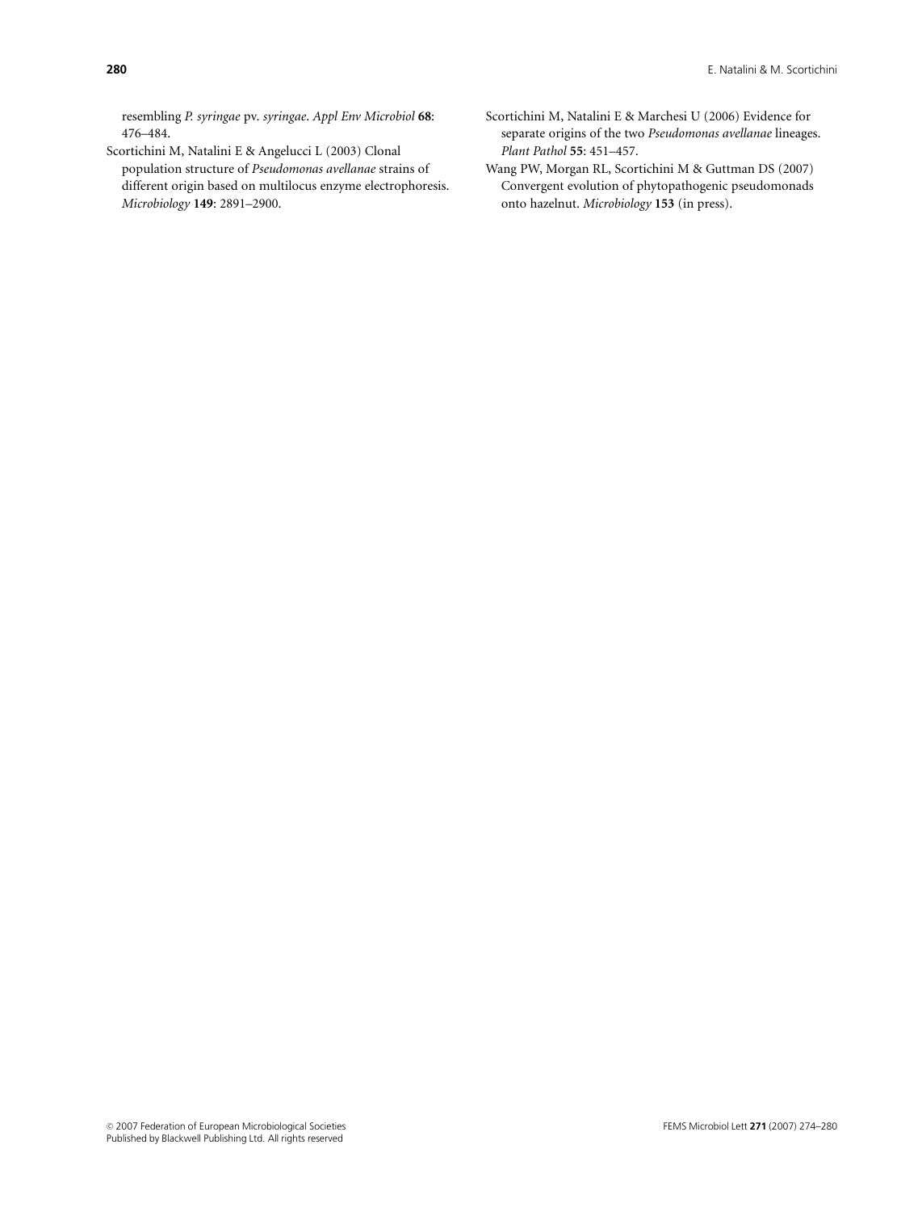resembling *P. syringae* pv. *syringae*. *Appl Env Microbiol* **68**: 476–484.

Scortichini M, Natalini E & Angelucci L (2003) Clonal population structure of *Pseudomonas avellanae* strains of different origin based on multilocus enzyme electrophoresis. *Microbiology* **149**: 2891–2900.

Scortichini M, Natalini E & Marchesi U (2006) Evidence for separate origins of the two *Pseudomonas avellanae* lineages. *Plant Pathol* **55**: 451–457.

Wang PW, Morgan RL, Scortichini M & Guttman DS (2007) Convergent evolution of phytopathogenic pseudomonads onto hazelnut. *Microbiology* **153** (in press).